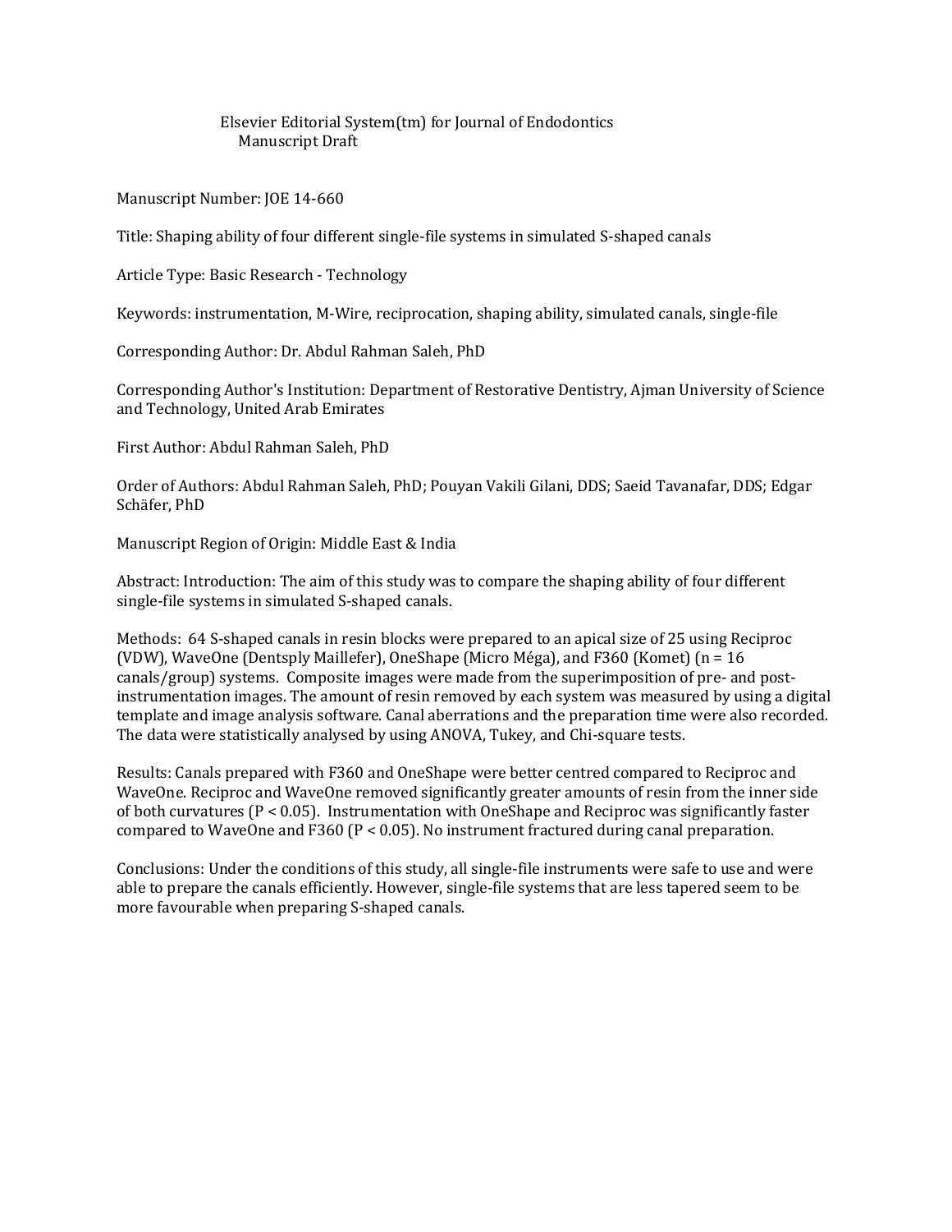Elsevier Editorial System(tm) for Journal of Endodontics
Manuscript Draft

Manuscript Number: JOE 14-660

Title: Shaping ability of four different single-file systems in simulated S-shaped canals

Article Type: Basic Research - Technology

Keywords: instrumentation, M-Wire, reciprocation, shaping ability, simulated canals, single-file

Corresponding Author: Dr. Abdul Rahman Saleh, PhD

Corresponding Author's Institution: Department of Restorative Dentistry, Ajman University of Science and Technology, United Arab Emirates

First Author: Abdul Rahman Saleh, PhD

Order of Authors: Abdul Rahman Saleh, PhD; Pouyan Vakili Gilani, DDS; Saeid Tavanafar, DDS; Edgar Schäfer, PhD

Manuscript Region of Origin: Middle East & India

Abstract: Introduction: The aim of this study was to compare the shaping ability of four different single-file systems in simulated S-shaped canals.

Methods: 64 S-shaped canals in resin blocks were prepared to an apical size of 25 using Reciproc (VDW), WaveOne (Dentsply Maillefer), OneShape (Micro Méga), and F360 (Komet) (n = 16 canals/group) systems. Composite images were made from the superimposition of pre- and post-instrumentation images. The amount of resin removed by each system was measured by using a digital template and image analysis software. Canal aberrations and the preparation time were also recorded. The data were statistically analysed by using ANOVA, Tukey, and Chi-square tests.

Results: Canals prepared with F360 and OneShape were better centred compared to Reciproc and WaveOne. Reciproc and WaveOne removed significantly greater amounts of resin from the inner side of both curvatures ($P < 0.05$). Instrumentation with OneShape and Reciproc was significantly faster compared to WaveOne and F360 ($P < 0.05$). No instrument fractured during canal preparation.

Conclusions: Under the conditions of this study, all single-file instruments were safe to use and were able to prepare the canals efficiently. However, single-file systems that are less tapered seem to be more favourable when preparing S-shaped canals.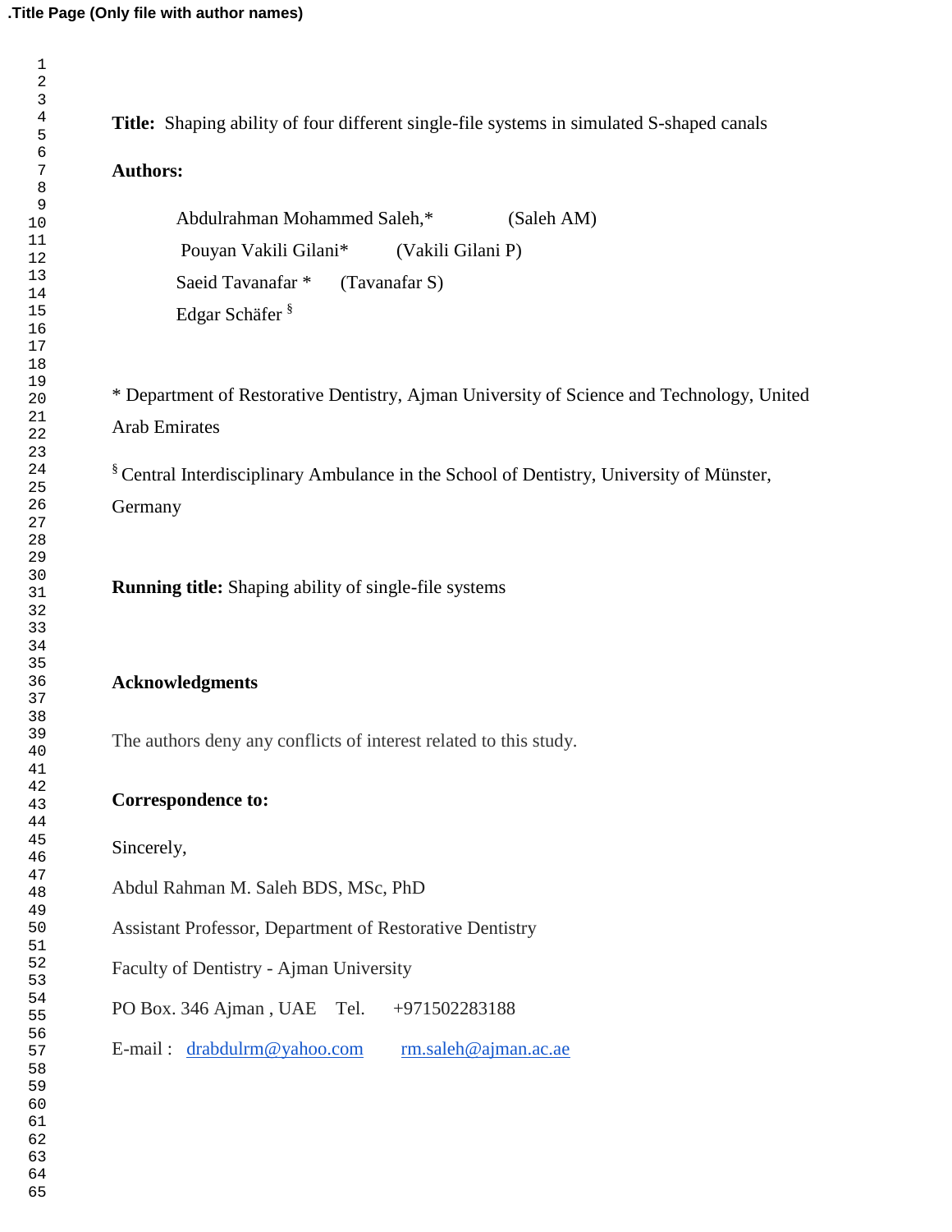.Title Page (Only file with author names)

**Title:** Shaping ability of four different single-file systems in simulated S-shaped canals

**Authors:**

Abdulrahman Mohammed Saleh,* (Saleh AM)

Pouyan Vakili Gilani* (Vakili Gilani P)

Saeid Tavanafar * (Tavanafar S)

Edgar Schäfer [§]

\* Department of Restorative Dentistry, Ajman University of Science and Technology, United Arab Emirates

[§] Central Interdisciplinary Ambulance in the School of Dentistry, University of Münster, Germany

**Running title:** Shaping ability of single-file systems

**Acknowledgments**

The authors deny any conflicts of interest related to this study.

**Correspondence to:**

Sincerely,

Abdul Rahman M. Saleh BDS, MSc, PhD

Assistant Professor, Department of Restorative Dentistry

Faculty of Dentistry - Ajman University

PO Box. 346 Ajman , UAE Tel. +971502283188

E-mail : drabdulrm@yahoo.com rm.saleh@ajman.ac.ae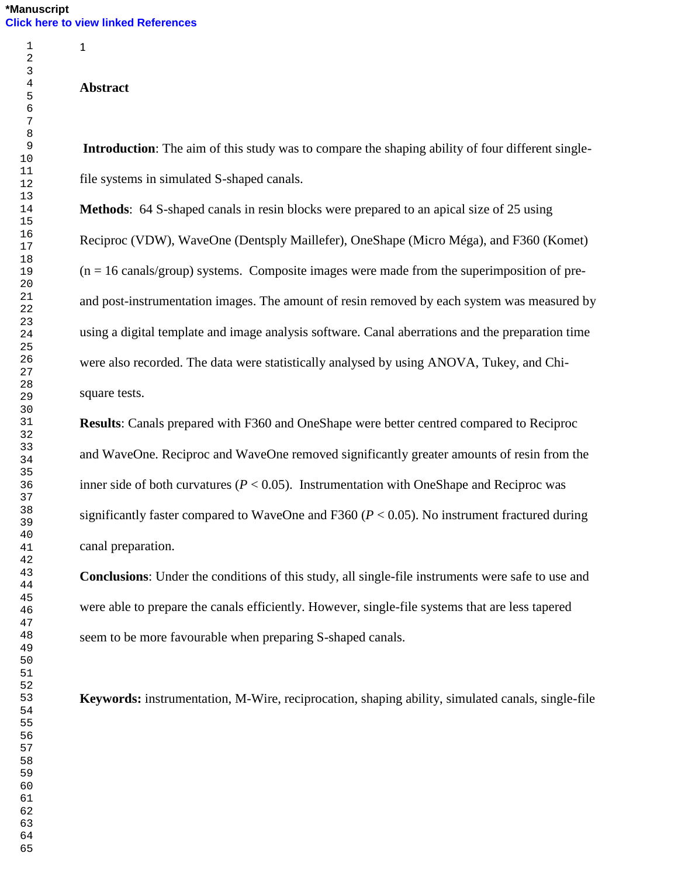## Abstract

**Introduction**: The aim of this study was to compare the shaping ability of four different single-file systems in simulated S-shaped canals.

**Methods**: 64 S-shaped canals in resin blocks were prepared to an apical size of 25 using Reciproc (VDW), WaveOne (Dentsply Maillefer), OneShape (Micro Méga), and F360 (Komet) (n = 16 canals/group) systems. Composite images were made from the superimposition of pre- and post-instrumentation images. The amount of resin removed by each system was measured by using a digital template and image analysis software. Canal aberrations and the preparation time were also recorded. The data were statistically analysed by using ANOVA, Tukey, and Chi-square tests.

**Results**: Canals prepared with F360 and OneShape were better centred compared to Reciproc and WaveOne. Reciproc and WaveOne removed significantly greater amounts of resin from the inner side of both curvatures ($P < 0.05$). Instrumentation with OneShape and Reciproc was significantly faster compared to WaveOne and F360 ($P < 0.05$). No instrument fractured during canal preparation.

**Conclusions**: Under the conditions of this study, all single-file instruments were safe to use and were able to prepare the canals efficiently. However, single-file systems that are less tapered seem to be more favourable when preparing S-shaped canals.

**Keywords:** instrumentation, M-Wire, reciprocation, shaping ability, simulated canals, single-file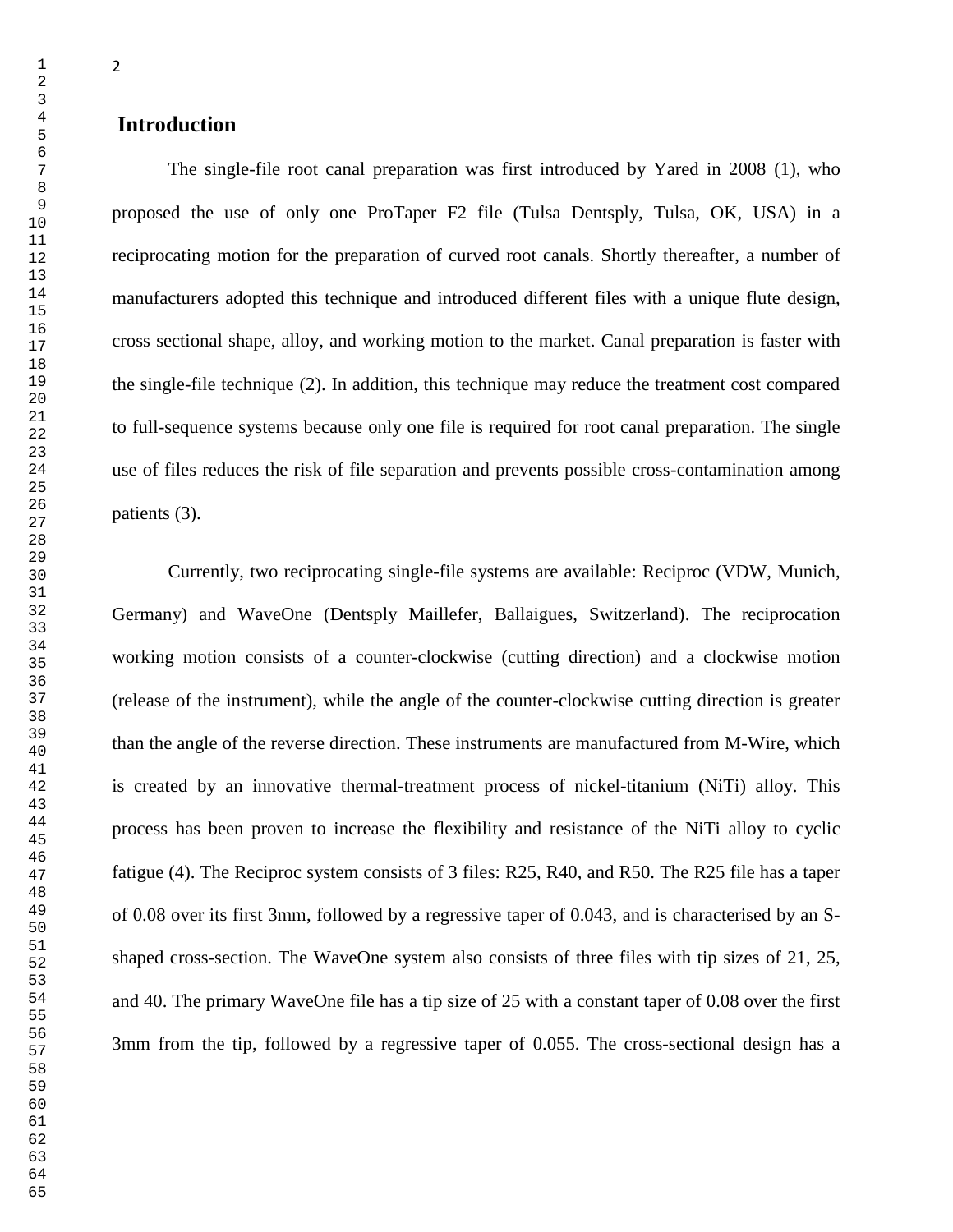## Introduction

The single-file root canal preparation was first introduced by Yared in 2008 (1), who proposed the use of only one ProTaper F2 file (Tulsa Dentsply, Tulsa, OK, USA) in a reciprocating motion for the preparation of curved root canals. Shortly thereafter, a number of manufacturers adopted this technique and introduced different files with a unique flute design, cross sectional shape, alloy, and working motion to the market. Canal preparation is faster with the single-file technique (2). In addition, this technique may reduce the treatment cost compared to full-sequence systems because only one file is required for root canal preparation. The single use of files reduces the risk of file separation and prevents possible cross-contamination among patients (3).

Currently, two reciprocating single-file systems are available: Reciproc (VDW, Munich, Germany) and WaveOne (Dentsply Maillefer, Ballaigues, Switzerland). The reciprocation working motion consists of a counter-clockwise (cutting direction) and a clockwise motion (release of the instrument), while the angle of the counter-clockwise cutting direction is greater than the angle of the reverse direction. These instruments are manufactured from M-Wire, which is created by an innovative thermal-treatment process of nickel-titanium (NiTi) alloy. This process has been proven to increase the flexibility and resistance of the NiTi alloy to cyclic fatigue (4). The Reciproc system consists of 3 files: R25, R40, and R50. The R25 file has a taper of 0.08 over its first 3mm, followed by a regressive taper of 0.043, and is characterised by an S-shaped cross-section. The WaveOne system also consists of three files with tip sizes of 21, 25, and 40. The primary WaveOne file has a tip size of 25 with a constant taper of 0.08 over the first 3mm from the tip, followed by a regressive taper of 0.055. The cross-sectional design has a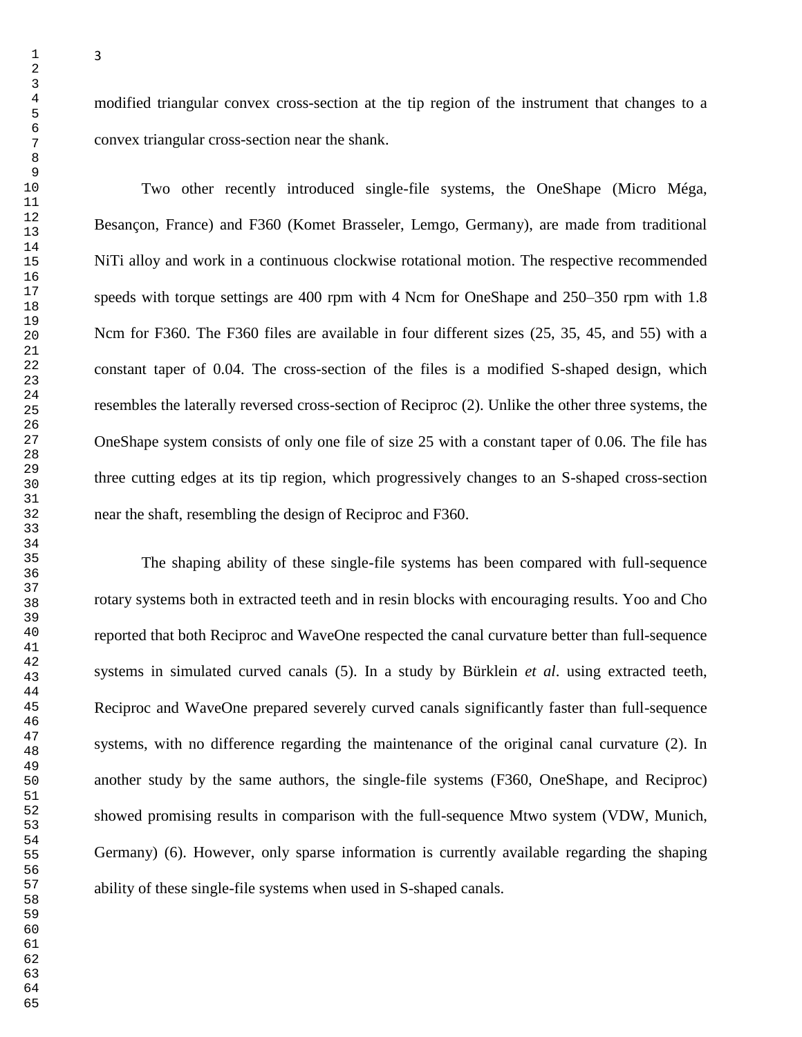modified triangular convex cross-section at the tip region of the instrument that changes to a convex triangular cross-section near the shank.

Two other recently introduced single-file systems, the OneShape (Micro Méga, Besançon, France) and F360 (Komet Brasseler, Lemgo, Germany), are made from traditional NiTi alloy and work in a continuous clockwise rotational motion. The respective recommended speeds with torque settings are 400 rpm with 4 Ncm for OneShape and 250–350 rpm with 1.8 Ncm for F360. The F360 files are available in four different sizes (25, 35, 45, and 55) with a constant taper of 0.04. The cross-section of the files is a modified S-shaped design, which resembles the laterally reversed cross-section of Reciproc (2). Unlike the other three systems, the OneShape system consists of only one file of size 25 with a constant taper of 0.06. The file has three cutting edges at its tip region, which progressively changes to an S-shaped cross-section near the shaft, resembling the design of Reciproc and F360.

The shaping ability of these single-file systems has been compared with full-sequence rotary systems both in extracted teeth and in resin blocks with encouraging results. Yoo and Cho reported that both Reciproc and WaveOne respected the canal curvature better than full-sequence systems in simulated curved canals (5). In a study by Bürklein *et al*. using extracted teeth, Reciproc and WaveOne prepared severely curved canals significantly faster than full-sequence systems, with no difference regarding the maintenance of the original canal curvature (2). In another study by the same authors, the single-file systems (F360, OneShape, and Reciproc) showed promising results in comparison with the full-sequence Mtwo system (VDW, Munich, Germany) (6). However, only sparse information is currently available regarding the shaping ability of these single-file systems when used in S-shaped canals.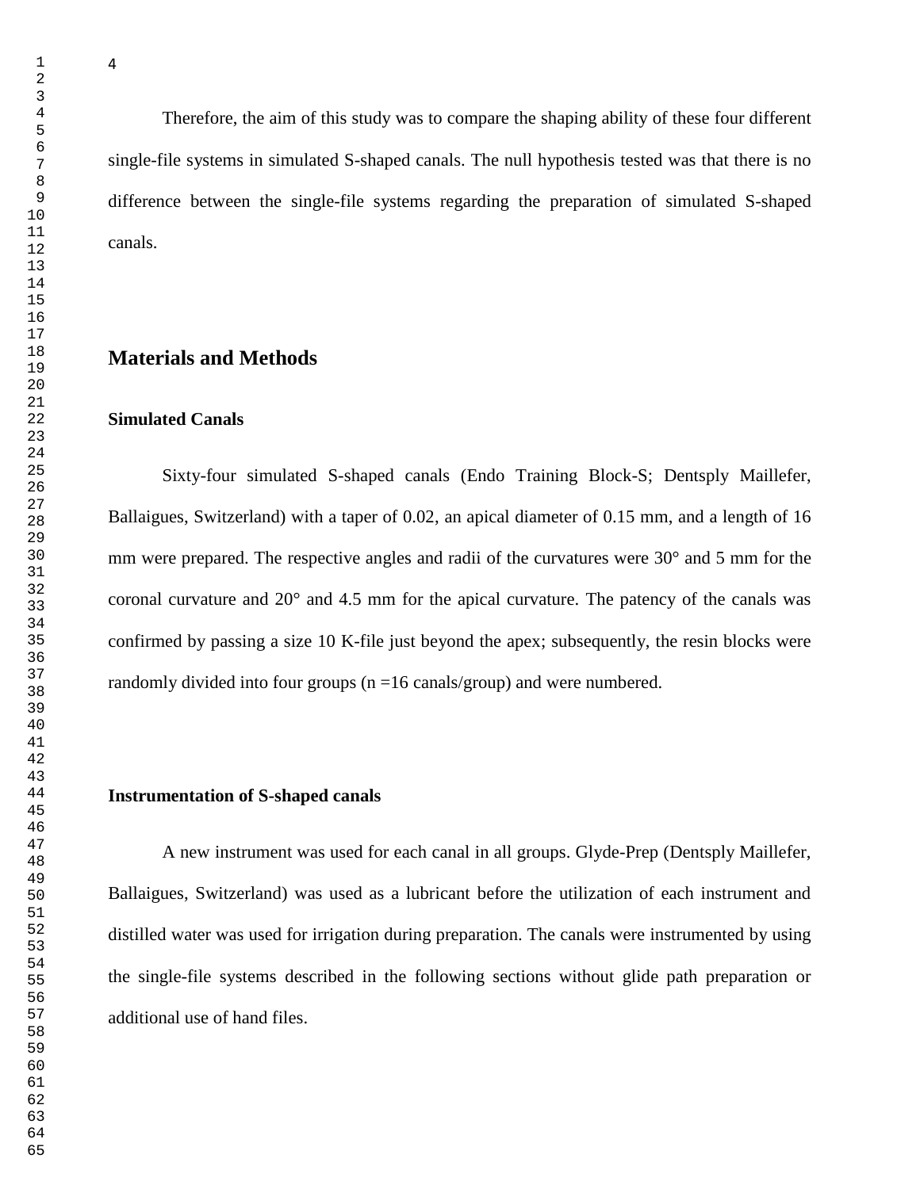Therefore, the aim of this study was to compare the shaping ability of these four different single-file systems in simulated S-shaped canals. The null hypothesis tested was that there is no difference between the single-file systems regarding the preparation of simulated S-shaped canals.

## Materials and Methods

### Simulated Canals

Sixty-four simulated S-shaped canals (Endo Training Block-S; Dentsply Maillefer, Ballaigues, Switzerland) with a taper of 0.02, an apical diameter of 0.15 mm, and a length of 16 mm were prepared. The respective angles and radii of the curvatures were 30° and 5 mm for the coronal curvature and 20° and 4.5 mm for the apical curvature. The patency of the canals was confirmed by passing a size 10 K-file just beyond the apex; subsequently, the resin blocks were randomly divided into four groups (n =16 canals/group) and were numbered.

### Instrumentation of S-shaped canals

A new instrument was used for each canal in all groups. Glyde-Prep (Dentsply Maillefer, Ballaigues, Switzerland) was used as a lubricant before the utilization of each instrument and distilled water was used for irrigation during preparation. The canals were instrumented by using the single-file systems described in the following sections without glide path preparation or additional use of hand files.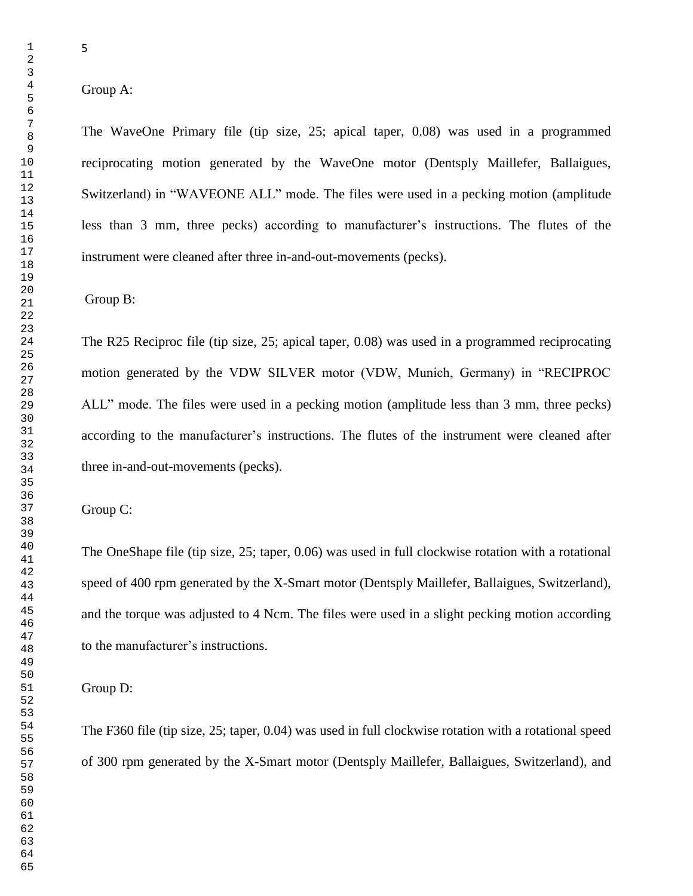Group A:

The WaveOne Primary file (tip size, 25; apical taper, 0.08) was used in a programmed reciprocating motion generated by the WaveOne motor (Dentsply Maillefer, Ballaigues, Switzerland) in “WAVEONE ALL” mode. The files were used in a pecking motion (amplitude less than 3 mm, three pecks) according to manufacturer’s instructions. The flutes of the instrument were cleaned after three in-and-out-movements (pecks).

Group B:

The R25 Reciproc file (tip size, 25; apical taper, 0.08) was used in a programmed reciprocating motion generated by the VDW SILVER motor (VDW, Munich, Germany) in “RECIPROC ALL” mode. The files were used in a pecking motion (amplitude less than 3 mm, three pecks) according to the manufacturer’s instructions. The flutes of the instrument were cleaned after three in-and-out-movements (pecks).

Group C:

The OneShape file (tip size, 25; taper, 0.06) was used in full clockwise rotation with a rotational speed of 400 rpm generated by the X-Smart motor (Dentsply Maillefer, Ballaigues, Switzerland), and the torque was adjusted to 4 Ncm. The files were used in a slight pecking motion according to the manufacturer’s instructions.

Group D:

The F360 file (tip size, 25; taper, 0.04) was used in full clockwise rotation with a rotational speed of 300 rpm generated by the X-Smart motor (Dentsply Maillefer, Ballaigues, Switzerland), and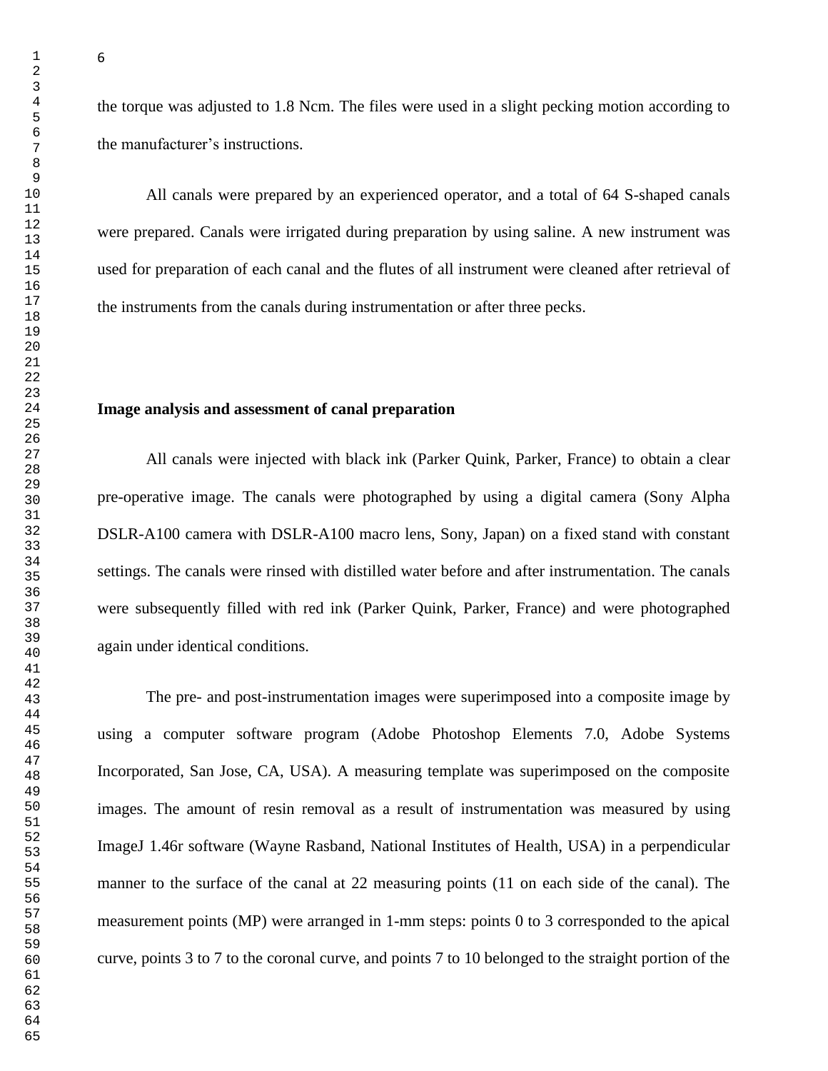the torque was adjusted to 1.8 Ncm. The files were used in a slight pecking motion according to the manufacturer's instructions.

All canals were prepared by an experienced operator, and a total of 64 S-shaped canals were prepared. Canals were irrigated during preparation by using saline. A new instrument was used for preparation of each canal and the flutes of all instrument were cleaned after retrieval of the instruments from the canals during instrumentation or after three pecks.

**Image analysis and assessment of canal preparation**

All canals were injected with black ink (Parker Quink, Parker, France) to obtain a clear pre-operative image. The canals were photographed by using a digital camera (Sony Alpha DSLR-A100 camera with DSLR-A100 macro lens, Sony, Japan) on a fixed stand with constant settings. The canals were rinsed with distilled water before and after instrumentation. The canals were subsequently filled with red ink (Parker Quink, Parker, France) and were photographed again under identical conditions.

The pre- and post-instrumentation images were superimposed into a composite image by using a computer software program (Adobe Photoshop Elements 7.0, Adobe Systems Incorporated, San Jose, CA, USA). A measuring template was superimposed on the composite images. The amount of resin removal as a result of instrumentation was measured by using ImageJ 1.46r software (Wayne Rasband, National Institutes of Health, USA) in a perpendicular manner to the surface of the canal at 22 measuring points (11 on each side of the canal). The measurement points (MP) were arranged in 1-mm steps: points 0 to 3 corresponded to the apical curve, points 3 to 7 to the coronal curve, and points 7 to 10 belonged to the straight portion of the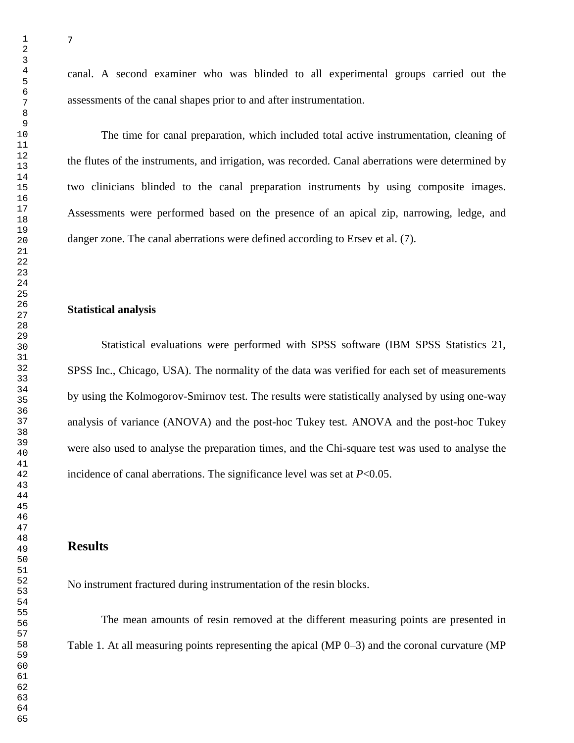canal. A second examiner who was blinded to all experimental groups carried out the assessments of the canal shapes prior to and after instrumentation.

The time for canal preparation, which included total active instrumentation, cleaning of the flutes of the instruments, and irrigation, was recorded. Canal aberrations were determined by two clinicians blinded to the canal preparation instruments by using composite images. Assessments were performed based on the presence of an apical zip, narrowing, ledge, and danger zone. The canal aberrations were defined according to Ersev et al. (7).

**Statistical analysis**

Statistical evaluations were performed with SPSS software (IBM SPSS Statistics 21, SPSS Inc., Chicago, USA). The normality of the data was verified for each set of measurements by using the Kolmogorov-Smirnov test. The results were statistically analysed by using one-way analysis of variance (ANOVA) and the post-hoc Tukey test. ANOVA and the post-hoc Tukey were also used to analyse the preparation times, and the Chi-square test was used to analyse the incidence of canal aberrations. The significance level was set at $P<0.05$.

## Results

No instrument fractured during instrumentation of the resin blocks.

The mean amounts of resin removed at the different measuring points are presented in Table 1. At all measuring points representing the apical (MP 0–3) and the coronal curvature (MP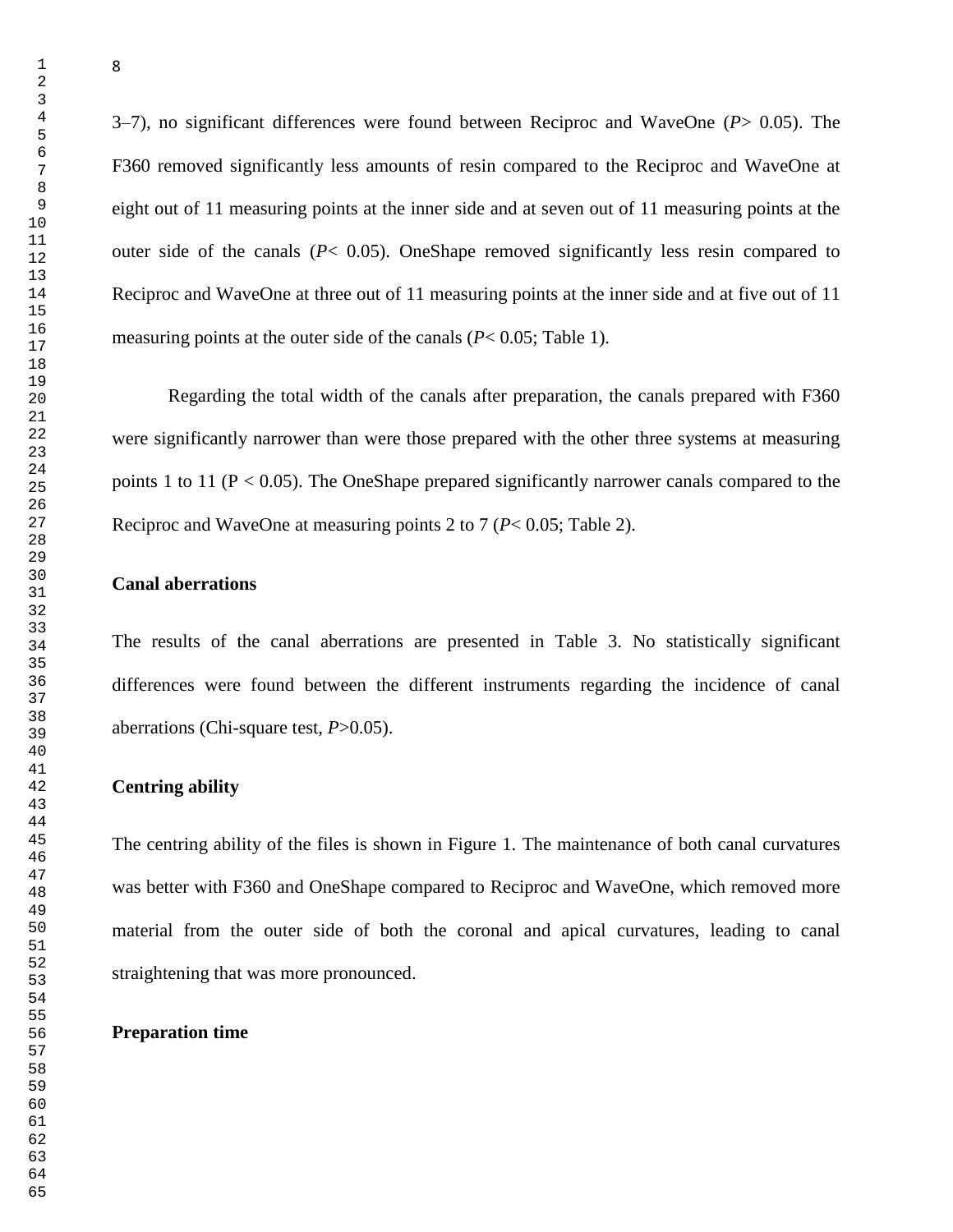3–7), no significant differences were found between Reciproc and WaveOne ($P > 0.05$). The F360 removed significantly less amounts of resin compared to the Reciproc and WaveOne at eight out of 11 measuring points at the inner side and at seven out of 11 measuring points at the outer side of the canals ($P < 0.05$). OneShape removed significantly less resin compared to Reciproc and WaveOne at three out of 11 measuring points at the inner side and at five out of 11 measuring points at the outer side of the canals ($P < 0.05$; Table 1).

Regarding the total width of the canals after preparation, the canals prepared with F360 were significantly narrower than were those prepared with the other three systems at measuring points 1 to 11 ($P < 0.05$). The OneShape prepared significantly narrower canals compared to the Reciproc and WaveOne at measuring points 2 to 7 ($P < 0.05$; Table 2).

**Canal aberrations**

The results of the canal aberrations are presented in Table 3. No statistically significant differences were found between the different instruments regarding the incidence of canal aberrations (Chi-square test, $P > 0.05$).

**Centring ability**

The centring ability of the files is shown in Figure 1. The maintenance of both canal curvatures was better with F360 and OneShape compared to Reciproc and WaveOne, which removed more material from the outer side of both the coronal and apical curvatures, leading to canal straightening that was more pronounced.

**Preparation time**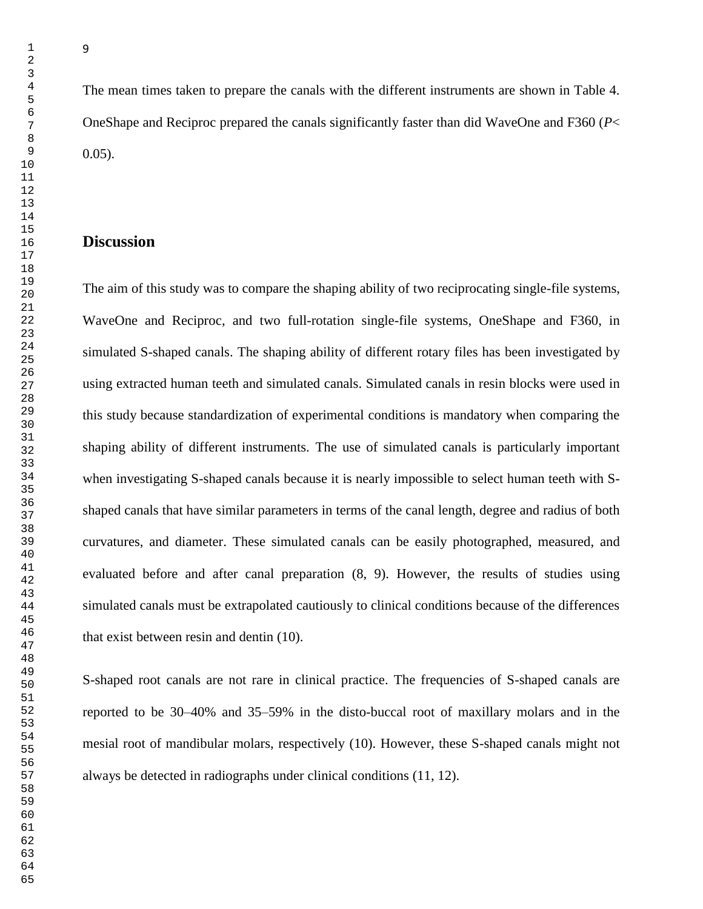The mean times taken to prepare the canals with the different instruments are shown in Table 4. OneShape and Reciproc prepared the canals significantly faster than did WaveOne and F360 ($P < 0.05$).

## Discussion

The aim of this study was to compare the shaping ability of two reciprocating single-file systems, WaveOne and Reciproc, and two full-rotation single-file systems, OneShape and F360, in simulated S-shaped canals. The shaping ability of different rotary files has been investigated by using extracted human teeth and simulated canals. Simulated canals in resin blocks were used in this study because standardization of experimental conditions is mandatory when comparing the shaping ability of different instruments. The use of simulated canals is particularly important when investigating S-shaped canals because it is nearly impossible to select human teeth with S-shaped canals that have similar parameters in terms of the canal length, degree and radius of both curvatures, and diameter. These simulated canals can be easily photographed, measured, and evaluated before and after canal preparation (8, 9). However, the results of studies using simulated canals must be extrapolated cautiously to clinical conditions because of the differences that exist between resin and dentin (10).

S-shaped root canals are not rare in clinical practice. The frequencies of S-shaped canals are reported to be 30–40% and 35–59% in the disto-buccal root of maxillary molars and in the mesial root of mandibular molars, respectively (10). However, these S-shaped canals might not always be detected in radiographs under clinical conditions (11, 12).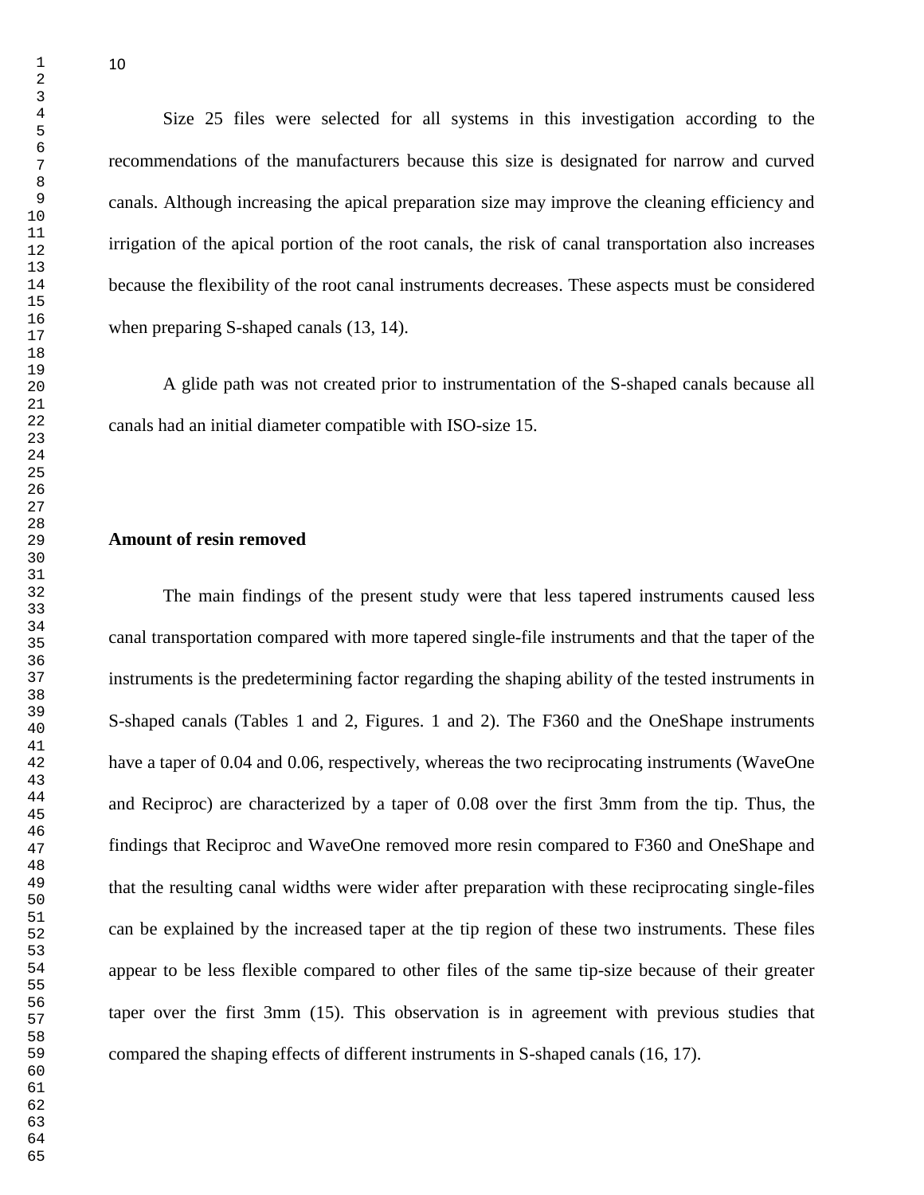Size 25 files were selected for all systems in this investigation according to the recommendations of the manufacturers because this size is designated for narrow and curved canals. Although increasing the apical preparation size may improve the cleaning efficiency and irrigation of the apical portion of the root canals, the risk of canal transportation also increases because the flexibility of the root canal instruments decreases. These aspects must be considered when preparing S-shaped canals (13, 14).

A glide path was not created prior to instrumentation of the S-shaped canals because all canals had an initial diameter compatible with ISO-size 15.

**Amount of resin removed**

The main findings of the present study were that less tapered instruments caused less canal transportation compared with more tapered single-file instruments and that the taper of the instruments is the predetermining factor regarding the shaping ability of the tested instruments in S-shaped canals (Tables 1 and 2, Figures. 1 and 2). The F360 and the OneShape instruments have a taper of 0.04 and 0.06, respectively, whereas the two reciprocating instruments (WaveOne and Reciproc) are characterized by a taper of 0.08 over the first 3mm from the tip. Thus, the findings that Reciproc and WaveOne removed more resin compared to F360 and OneShape and that the resulting canal widths were wider after preparation with these reciprocating single-files can be explained by the increased taper at the tip region of these two instruments. These files appear to be less flexible compared to other files of the same tip-size because of their greater taper over the first 3mm (15). This observation is in agreement with previous studies that compared the shaping effects of different instruments in S-shaped canals (16, 17).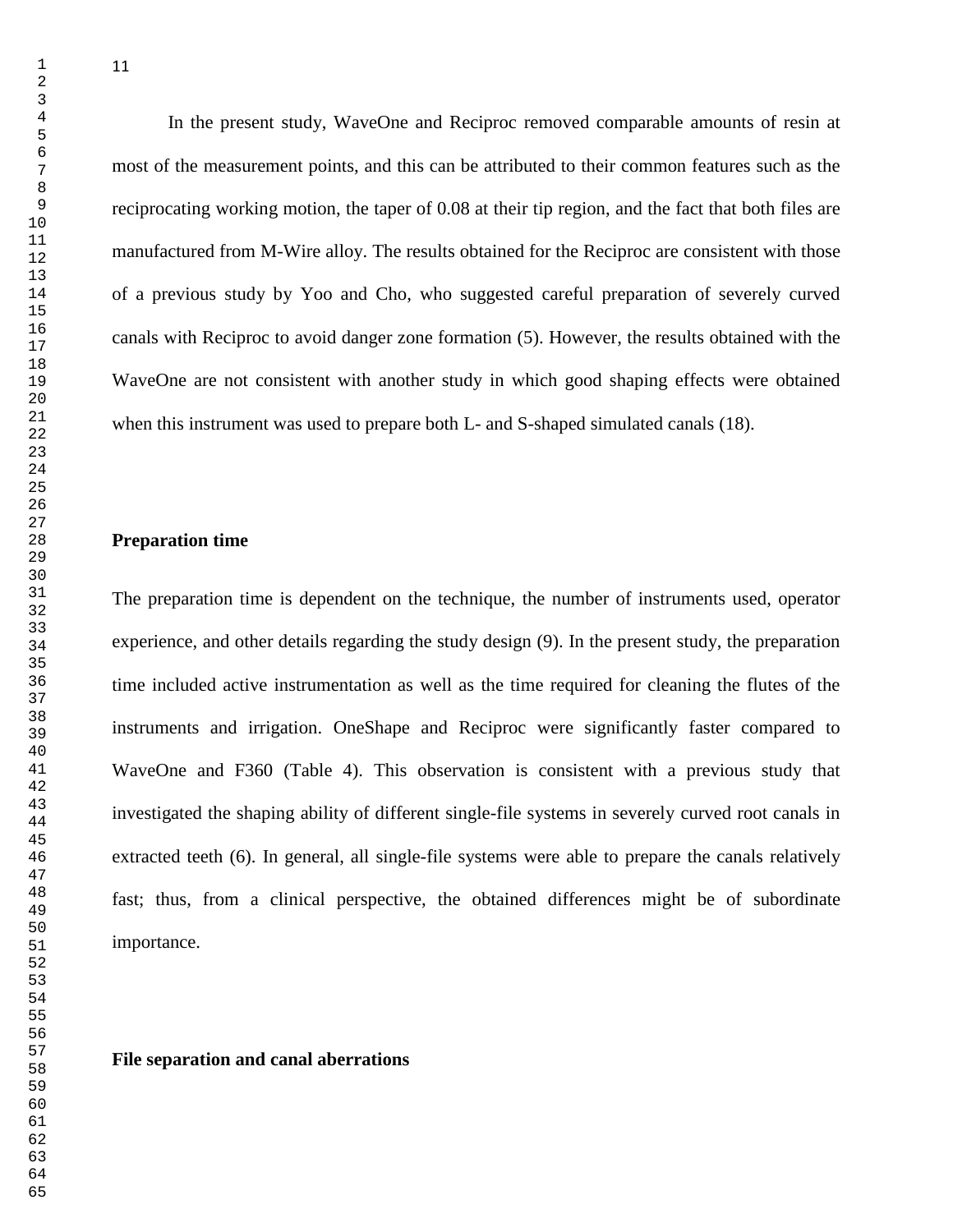In the present study, WaveOne and Reciproc removed comparable amounts of resin at most of the measurement points, and this can be attributed to their common features such as the reciprocating working motion, the taper of 0.08 at their tip region, and the fact that both files are manufactured from M-Wire alloy. The results obtained for the Reciproc are consistent with those of a previous study by Yoo and Cho, who suggested careful preparation of severely curved canals with Reciproc to avoid danger zone formation (5). However, the results obtained with the WaveOne are not consistent with another study in which good shaping effects were obtained when this instrument was used to prepare both L- and S-shaped simulated canals (18).

**Preparation time**

The preparation time is dependent on the technique, the number of instruments used, operator experience, and other details regarding the study design (9). In the present study, the preparation time included active instrumentation as well as the time required for cleaning the flutes of the instruments and irrigation. OneShape and Reciproc were significantly faster compared to WaveOne and F360 (Table 4). This observation is consistent with a previous study that investigated the shaping ability of different single-file systems in severely curved root canals in extracted teeth (6). In general, all single-file systems were able to prepare the canals relatively fast; thus, from a clinical perspective, the obtained differences might be of subordinate importance.

**File separation and canal aberrations**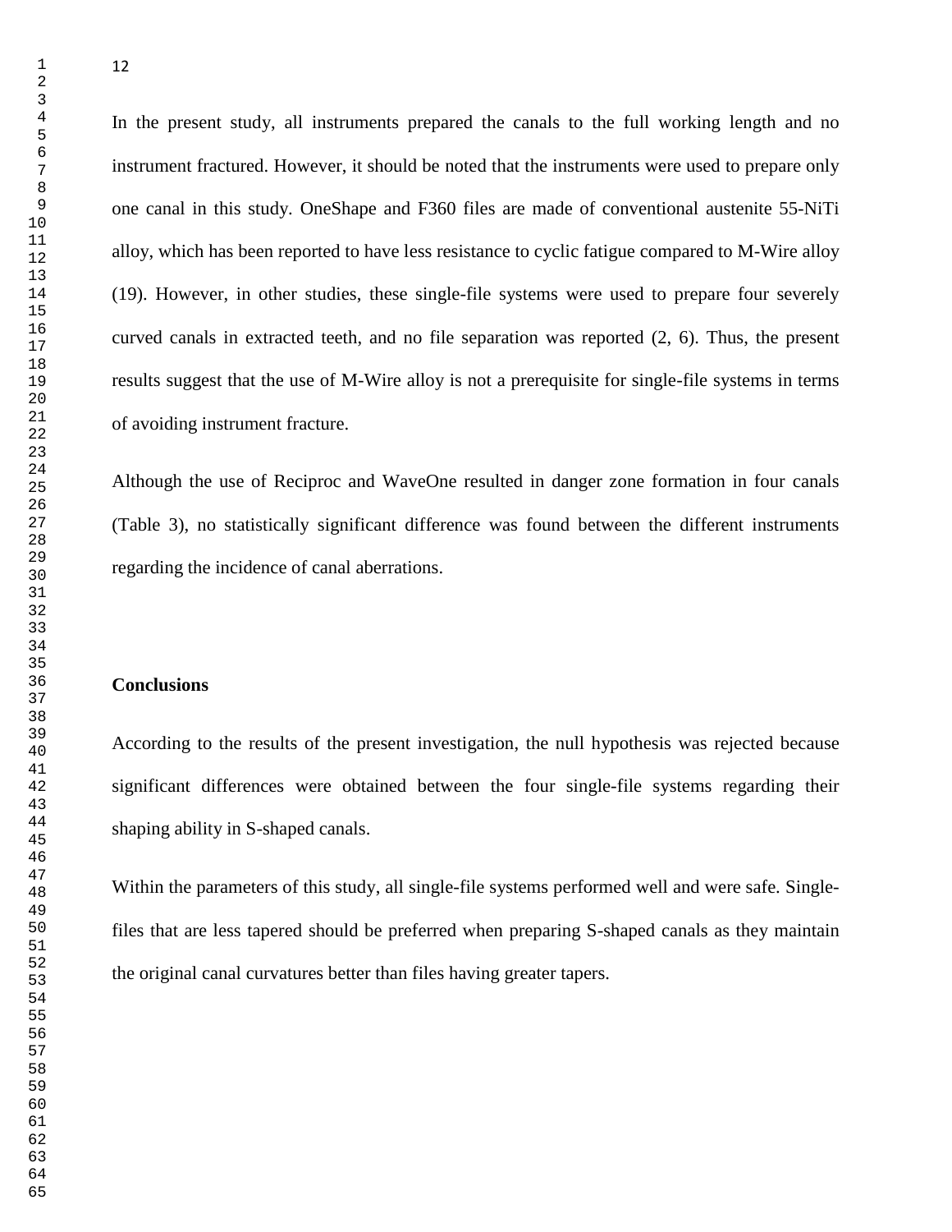In the present study, all instruments prepared the canals to the full working length and no instrument fractured. However, it should be noted that the instruments were used to prepare only one canal in this study. OneShape and F360 files are made of conventional austenite 55-NiTi alloy, which has been reported to have less resistance to cyclic fatigue compared to M-Wire alloy (19). However, in other studies, these single-file systems were used to prepare four severely curved canals in extracted teeth, and no file separation was reported (2, 6). Thus, the present results suggest that the use of M-Wire alloy is not a prerequisite for single-file systems in terms of avoiding instrument fracture.

Although the use of Reciproc and WaveOne resulted in danger zone formation in four canals (Table 3), no statistically significant difference was found between the different instruments regarding the incidence of canal aberrations.

## Conclusions

According to the results of the present investigation, the null hypothesis was rejected because significant differences were obtained between the four single-file systems regarding their shaping ability in S-shaped canals.

Within the parameters of this study, all single-file systems performed well and were safe. Single-files that are less tapered should be preferred when preparing S-shaped canals as they maintain the original canal curvatures better than files having greater tapers.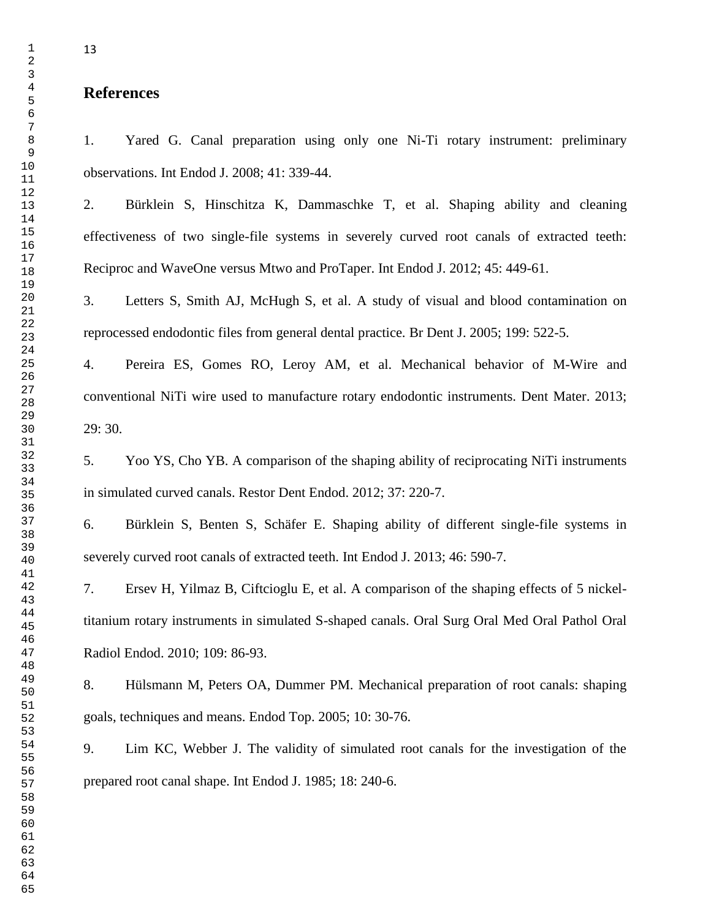## References

1. Yared G. Canal preparation using only one Ni-Ti rotary instrument: preliminary observations. Int Endod J. 2008; 41: 339-44.

2. Bürklein S, Hinschitza K, Dammaschke T, et al. Shaping ability and cleaning effectiveness of two single-file systems in severely curved root canals of extracted teeth: Reciproc and WaveOne versus Mtwo and ProTaper. Int Endod J. 2012; 45: 449-61.

3. Letters S, Smith AJ, McHugh S, et al. A study of visual and blood contamination on reprocessed endodontic files from general dental practice. Br Dent J. 2005; 199: 522-5.

4. Pereira ES, Gomes RO, Leroy AM, et al. Mechanical behavior of M-Wire and conventional NiTi wire used to manufacture rotary endodontic instruments. Dent Mater. 2013; 29: 30.

5. Yoo YS, Cho YB. A comparison of the shaping ability of reciprocating NiTi instruments in simulated curved canals. Restor Dent Endod. 2012; 37: 220-7.

6. Bürklein S, Benten S, Schäfer E. Shaping ability of different single-file systems in severely curved root canals of extracted teeth. Int Endod J. 2013; 46: 590-7.

7. Ersev H, Yilmaz B, Ciftcioglu E, et al. A comparison of the shaping effects of 5 nickel-titanium rotary instruments in simulated S-shaped canals. Oral Surg Oral Med Oral Pathol Oral Radiol Endod. 2010; 109: 86-93.

8. Hülsmann M, Peters OA, Dummer PM. Mechanical preparation of root canals: shaping goals, techniques and means. Endod Top. 2005; 10: 30-76.

9. Lim KC, Webber J. The validity of simulated root canals for the investigation of the prepared root canal shape. Int Endod J. 1985; 18: 240-6.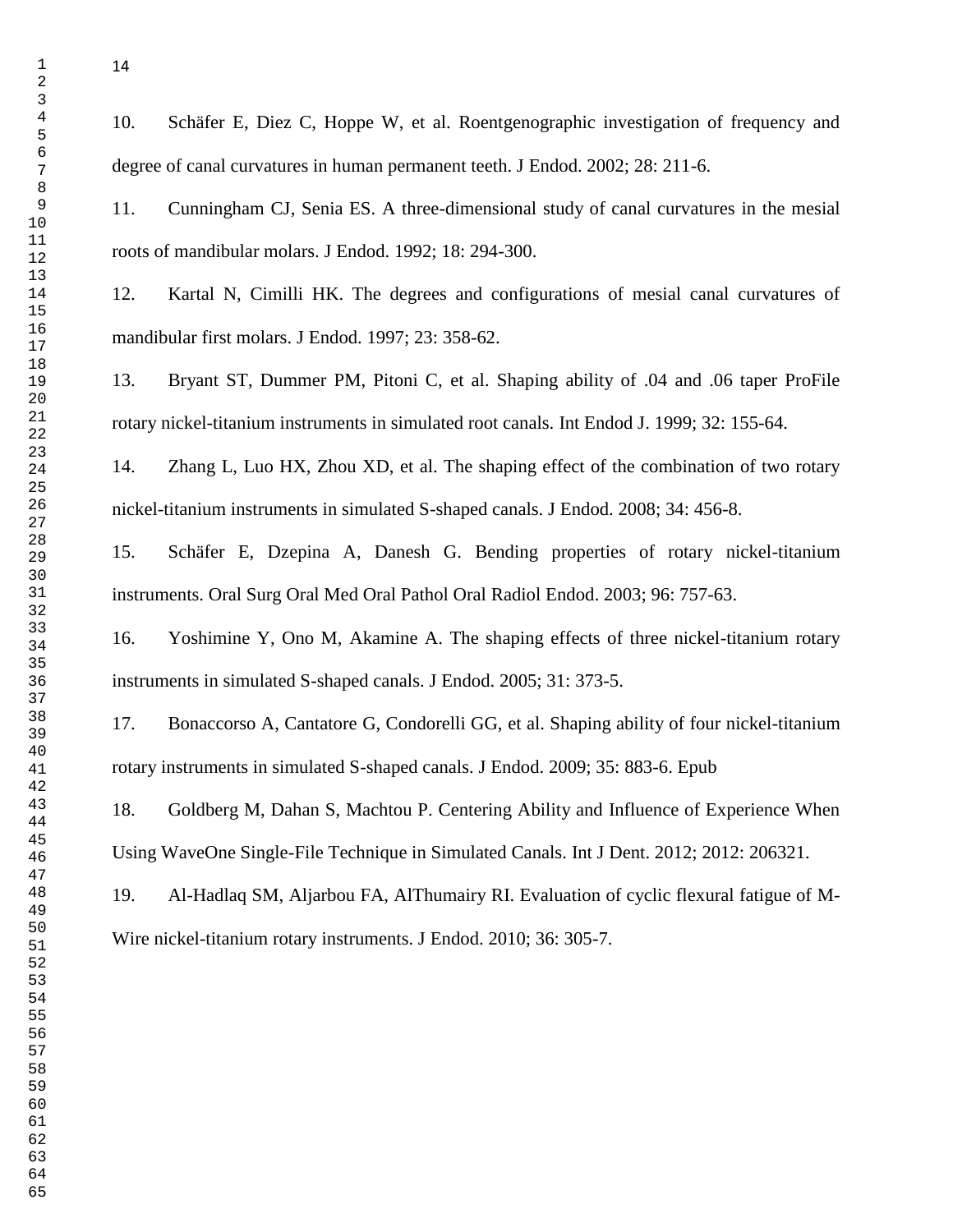10. Schäfer E, Diez C, Hoppe W, et al. Roentgenographic investigation of frequency and degree of canal curvatures in human permanent teeth. J Endod. 2002; 28: 211-6.

11. Cunningham CJ, Senia ES. A three-dimensional study of canal curvatures in the mesial roots of mandibular molars. J Endod. 1992; 18: 294-300.

12. Kartal N, Cimilli HK. The degrees and configurations of mesial canal curvatures of mandibular first molars. J Endod. 1997; 23: 358-62.

13. Bryant ST, Dummer PM, Pitoni C, et al. Shaping ability of .04 and .06 taper ProFile rotary nickel-titanium instruments in simulated root canals. Int Endod J. 1999; 32: 155-64.

14. Zhang L, Luo HX, Zhou XD, et al. The shaping effect of the combination of two rotary nickel-titanium instruments in simulated S-shaped canals. J Endod. 2008; 34: 456-8.

15. Schäfer E, Dzepina A, Danesh G. Bending properties of rotary nickel-titanium instruments. Oral Surg Oral Med Oral Pathol Oral Radiol Endod. 2003; 96: 757-63.

16. Yoshimine Y, Ono M, Akamine A. The shaping effects of three nickel-titanium rotary instruments in simulated S-shaped canals. J Endod. 2005; 31: 373-5.

17. Bonaccorso A, Cantatore G, Condorelli GG, et al. Shaping ability of four nickel-titanium rotary instruments in simulated S-shaped canals. J Endod. 2009; 35: 883-6. Epub

18. Goldberg M, Dahan S, Machtou P. Centering Ability and Influence of Experience When Using WaveOne Single-File Technique in Simulated Canals. Int J Dent. 2012; 2012: 206321.

19. Al-Hadlaq SM, Aljarbou FA, AlThumairy RI. Evaluation of cyclic flexural fatigue of M-Wire nickel-titanium rotary instruments. J Endod. 2010; 36: 305-7.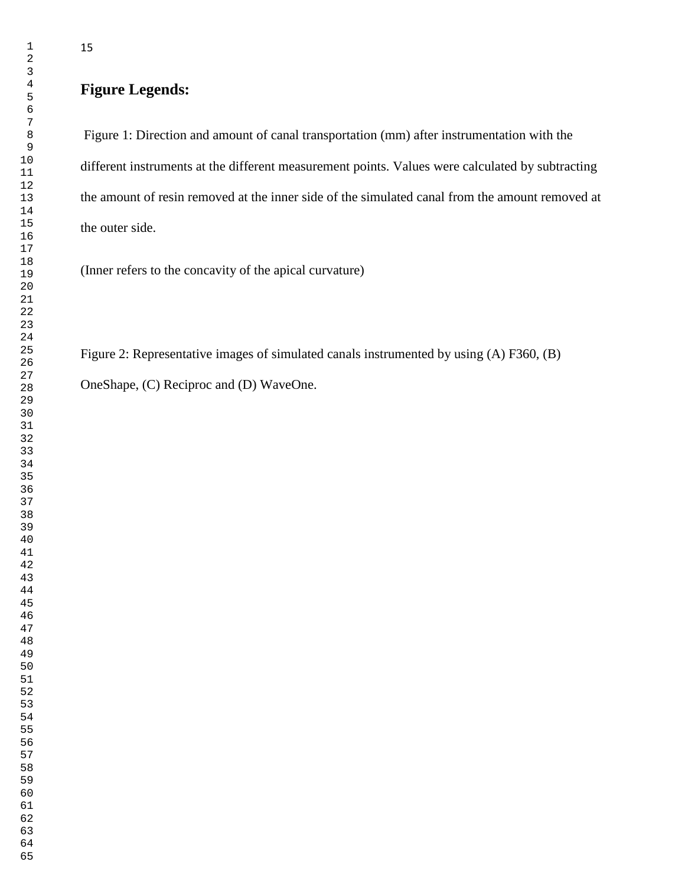# Figure Legends:

Figure 1: Direction and amount of canal transportation (mm) after instrumentation with the different instruments at the different measurement points. Values were calculated by subtracting the amount of resin removed at the inner side of the simulated canal from the amount removed at the outer side.

(Inner refers to the concavity of the apical curvature)

Figure 2: Representative images of simulated canals instrumented by using (A) F360, (B) OneShape, (C) Reciproc and (D) WaveOne.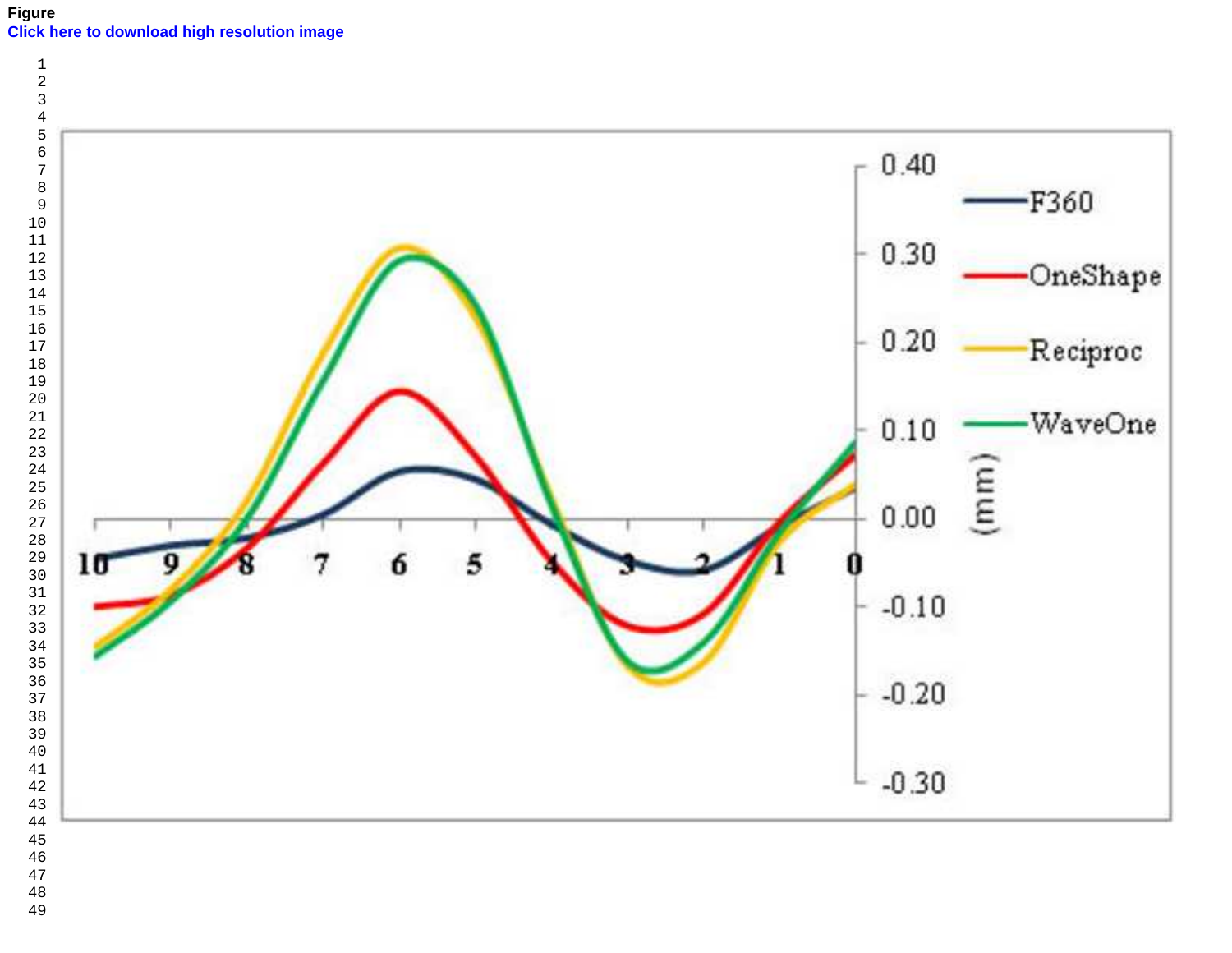Figure

Click here to download high resolution image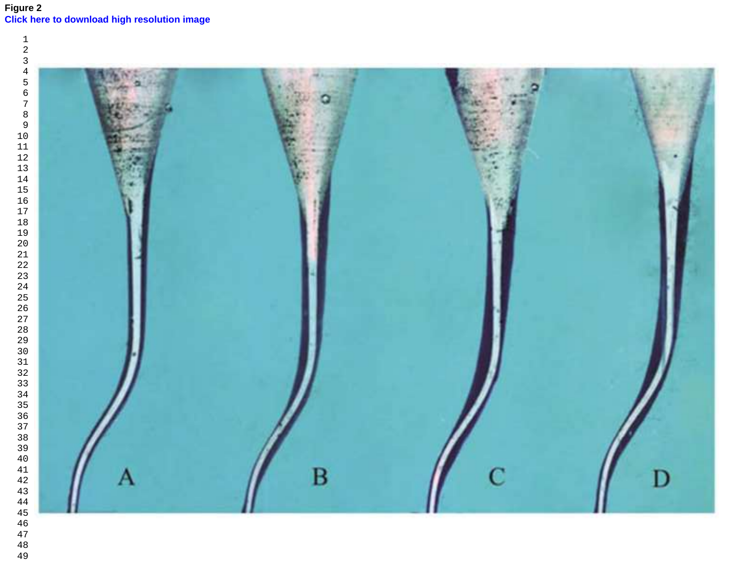**Figure 2**

**Click here to download high resolution image**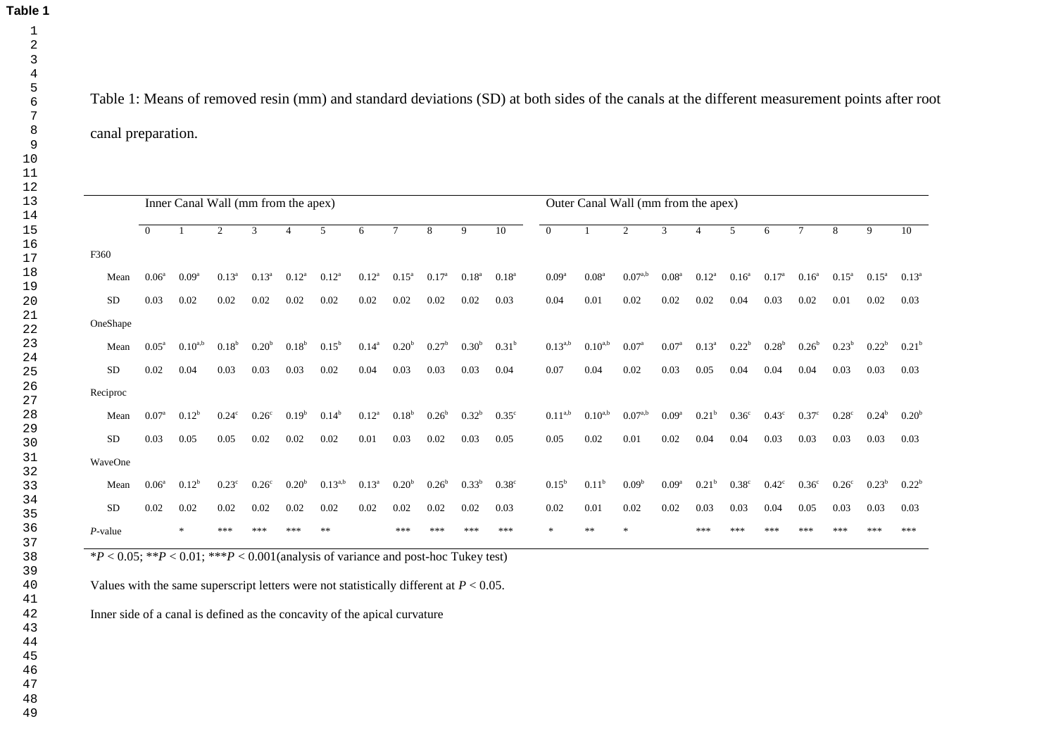**Table 1**

Table 1: Means of removed resin (mm) and standard deviations (SD) at both sides of the canals at the different measurement points after root canal preparation.

| | Inner Canal Wall (mm from the apex) | | | | | | | | | | | Outer Canal Wall (mm from the apex) | | | | | | | | | | |
|---|---|---|---|---|---|---|---|---|---|---|---|---|---|---|---|---|---|---|---|---|---|---|
| | 0 | 1 | 2 | 3 | 4 | 5 | 6 | 7 | 8 | 9 | 10 | 0 | 1 | 2 | 3 | 4 | 5 | 6 | 7 | 8 | 9 | 10 |
| F360 | | | | | | | | | | | | | | | | | | | | | | |
| Mean | $0.06^{a}$ | $0.09^{a}$ | $0.13^{a}$ | $0.13^{a}$ | $0.12^{a}$ | $0.12^{a}$ | $0.12^{a}$ | $0.15^{a}$ | $0.17^{a}$ | $0.18^{a}$ | $0.18^{a}$ | $0.09^{a}$ | $0.08^{a}$ | $0.07^{a,b}$ | $0.08^{a}$ | $0.12^{a}$ | $0.16^{a}$ | $0.17^{a}$ | $0.16^{a}$ | $0.15^{a}$ | $0.15^{a}$ | $0.13^{a}$ |
| SD | 0.03 | 0.02 | 0.02 | 0.02 | 0.02 | 0.02 | 0.02 | 0.02 | 0.02 | 0.02 | 0.03 | 0.04 | 0.01 | 0.02 | 0.02 | 0.02 | 0.04 | 0.03 | 0.02 | 0.01 | 0.02 | 0.03 |
| OneShape | | | | | | | | | | | | | | | | | | | | | | |
| Mean | $0.05^{a}$ | $0.10^{a,b}$ | $0.18^{b}$ | $0.20^{b}$ | $0.18^{b}$ | $0.15^{b}$ | $0.14^{a}$ | $0.20^{b}$ | $0.27^{b}$ | $0.30^{b}$ | $0.31^{b}$ | $0.13^{a,b}$ | $0.10^{a,b}$ | $0.07^{a}$ | $0.07^{a}$ | $0.13^{a}$ | $0.22^{b}$ | $0.28^{b}$ | $0.26^{b}$ | $0.23^{b}$ | $0.22^{b}$ | $0.21^{b}$ |
| SD | 0.02 | 0.04 | 0.03 | 0.03 | 0.03 | 0.02 | 0.04 | 0.03 | 0.03 | 0.03 | 0.04 | 0.07 | 0.04 | 0.02 | 0.03 | 0.05 | 0.04 | 0.04 | 0.04 | 0.03 | 0.03 | 0.03 |
| Reciproc | | | | | | | | | | | | | | | | | | | | | | |
| Mean | $0.07^{a}$ | $0.12^{b}$ | $0.24^{c}$ | $0.26^{c}$ | $0.19^{b}$ | $0.14^{b}$ | $0.12^{a}$ | $0.18^{b}$ | $0.26^{b}$ | $0.32^{b}$ | $0.35^{c}$ | $0.11^{a,b}$ | $0.10^{a,b}$ | $0.07^{a,b}$ | $0.09^{a}$ | $0.21^{b}$ | $0.36^{c}$ | $0.43^{c}$ | $0.37^{c}$ | $0.28^{c}$ | $0.24^{b}$ | $0.20^{b}$ |
| SD | 0.03 | 0.05 | 0.05 | 0.02 | 0.02 | 0.02 | 0.01 | 0.03 | 0.02 | 0.03 | 0.05 | 0.05 | 0.02 | 0.01 | 0.02 | 0.04 | 0.04 | 0.03 | 0.03 | 0.03 | 0.03 | 0.03 |
| WaveOne | | | | | | | | | | | | | | | | | | | | | | |
| Mean | $0.06^{a}$ | $0.12^{b}$ | $0.23^{c}$ | $0.26^{c}$ | $0.20^{b}$ | $0.13^{a,b}$ | $0.13^{a}$ | $0.20^{b}$ | $0.26^{b}$ | $0.33^{b}$ | $0.38^{c}$ | $0.15^{b}$ | $0.11^{b}$ | $0.09^{b}$ | $0.09^{a}$ | $0.21^{b}$ | $0.38^{c}$ | $0.42^{c}$ | $0.36^{c}$ | $0.26^{c}$ | $0.23^{b}$ | $0.22^{b}$ |
| SD | 0.02 | 0.02 | 0.02 | 0.02 | 0.02 | 0.02 | 0.02 | 0.02 | 0.02 | 0.02 | 0.03 | 0.02 | 0.01 | 0.02 | 0.02 | 0.03 | 0.03 | 0.04 | 0.05 | 0.03 | 0.03 | 0.03 |
| *P*-value | | * | *** | *** | *** | ** | | *** | *** | *** | *** | * | ** | * | | *** | *** | *** | *** | *** | *** | *** |

$^{*}P < 0.05$; $^{**}P < 0.01$; $^{***}P < 0.001$ (analysis of variance and post-hoc Tukey test)

Values with the same superscript letters were not statistically different at $P < 0.05$.

Inner side of a canal is defined as the concavity of the apical curvature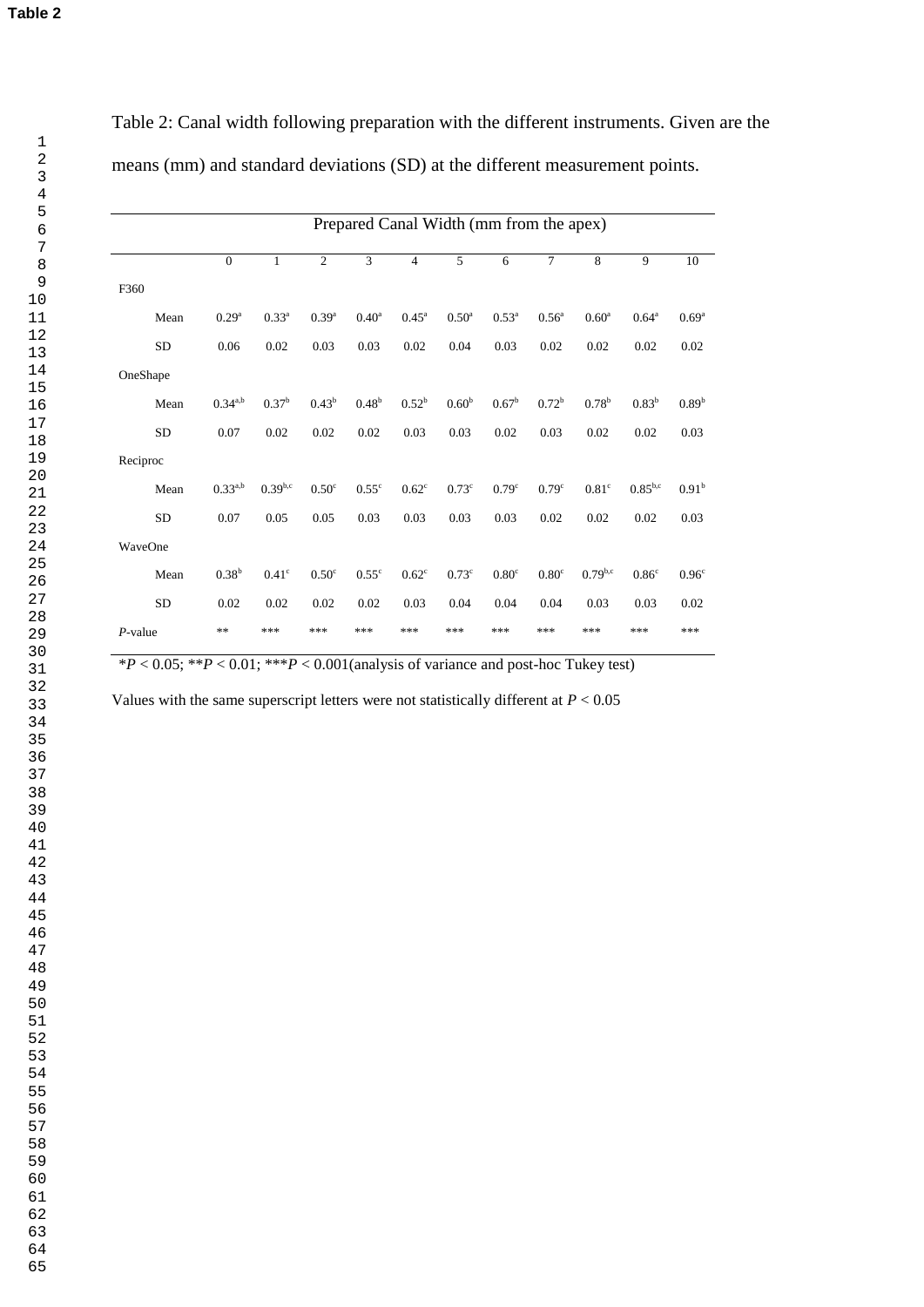**Table 2**

Table 2: Canal width following preparation with the different instruments. Given are the means (mm) and standard deviations (SD) at the different measurement points.

| | Prepared Canal Width (mm from the apex) | | | | | | | | | | |
|---|---|---|---|---|---|---|---|---|---|---|---|
| | 0 | 1 | 2 | 3 | 4 | 5 | 6 | 7 | 8 | 9 | 10 |
| F360 | | | | | | | | | | | |
| Mean | 0.29[a] | 0.33[a] | 0.39[a] | 0.40[a] | 0.45[a] | 0.50[a] | 0.53[a] | 0.56[a] | 0.60[a] | 0.64[a] | 0.69[a] |
| SD | 0.06 | 0.02 | 0.03 | 0.03 | 0.02 | 0.04 | 0.03 | 0.02 | 0.02 | 0.02 | 0.02 |
| OneShape | | | | | | | | | | | |
| Mean | 0.34[a,b] | 0.37[b] | 0.43[b] | 0.48[b] | 0.52[b] | 0.60[b] | 0.67[b] | 0.72[b] | 0.78[b] | 0.83[b] | 0.89[b] |
| SD | 0.07 | 0.02 | 0.02 | 0.02 | 0.03 | 0.03 | 0.02 | 0.03 | 0.02 | 0.02 | 0.03 |
| Reciproc | | | | | | | | | | | |
| Mean | 0.33[a,b] | 0.39[b,c] | 0.50[c] | 0.55[c] | 0.62[c] | 0.73[c] | 0.79[c] | 0.79[c] | 0.81[c] | 0.85[b,c] | 0.91[b] |
| SD | 0.07 | 0.05 | 0.05 | 0.03 | 0.03 | 0.03 | 0.03 | 0.02 | 0.02 | 0.02 | 0.03 |
| WaveOne | | | | | | | | | | | |
| Mean | 0.38[b] | 0.41[c] | 0.50[c] | 0.55[c] | 0.62[c] | 0.73[c] | 0.80[c] | 0.80[c] | 0.79[b,c] | 0.86[c] | 0.96[c] |
| SD | 0.02 | 0.02 | 0.02 | 0.02 | 0.03 | 0.04 | 0.04 | 0.04 | 0.03 | 0.03 | 0.02 |
| *P*-value | ** | *** | *** | *** | *** | *** | *** | *** | *** | *** | *** |

*$P < 0.05$; **$P < 0.01$; ***$P < 0.001$(analysis of variance and post-hoc Tukey test)

Values with the same superscript letters were not statistically different at $P < 0.05$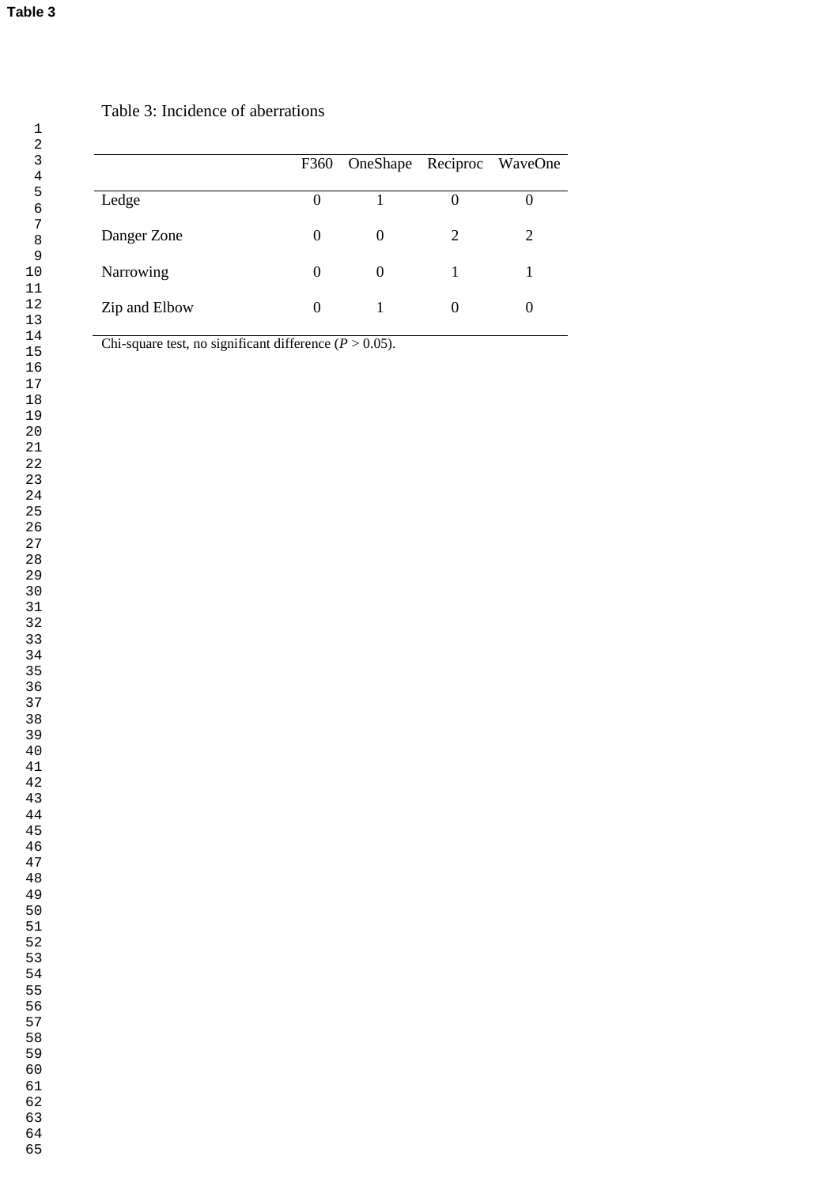**Table 3**

Table 3: Incidence of aberrations

| | F360 | OneShape | Reciproc | WaveOne |
|---|---|---|---|---|
| Ledge | 0 | 1 | 0 | 0 |
| Danger Zone | 0 | 0 | 2 | 2 |
| Narrowing | 0 | 0 | 1 | 1 |
| Zip and Elbow | 0 | 1 | 0 | 0 |

Chi-square test, no significant difference ($P > 0.05$).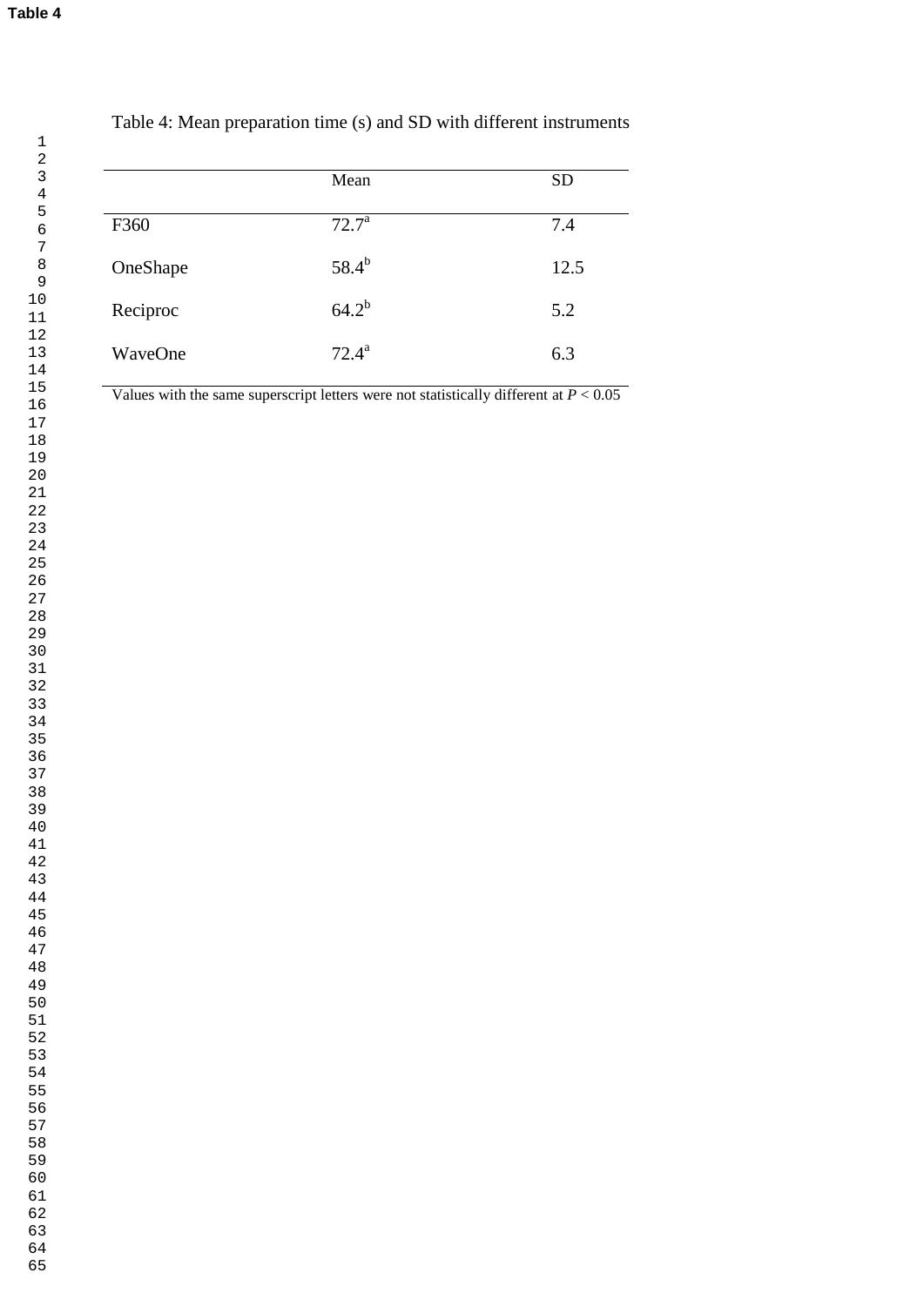**Table 4**

Table 4: Mean preparation time (s) and SD with different instruments

| | Mean | SD |
|---|---|---|
| F360 | 72.7[a] | 7.4 |
| OneShape | 58.4[b] | 12.5 |
| Reciproc | 64.2[b] | 5.2 |
| WaveOne | 72.4[a] | 6.3 |

Values with the same superscript letters were not statistically different at $P < 0.05$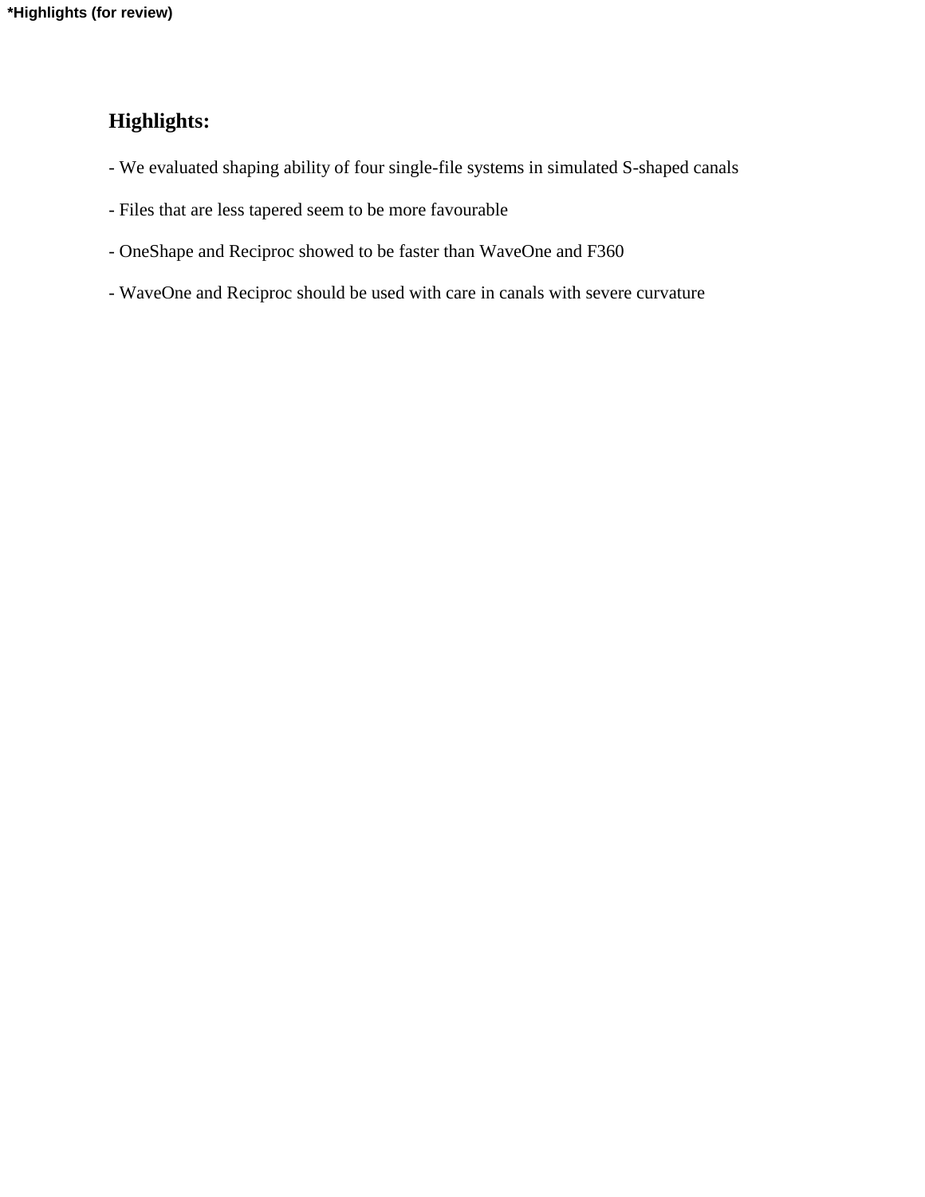*Highlights (for review)

## Highlights:

- We evaluated shaping ability of four single-file systems in simulated S-shaped canals

- Files that are less tapered seem to be more favourable

- OneShape and Reciproc showed to be faster than WaveOne and F360

- WaveOne and Reciproc should be used with care in canals with severe curvature